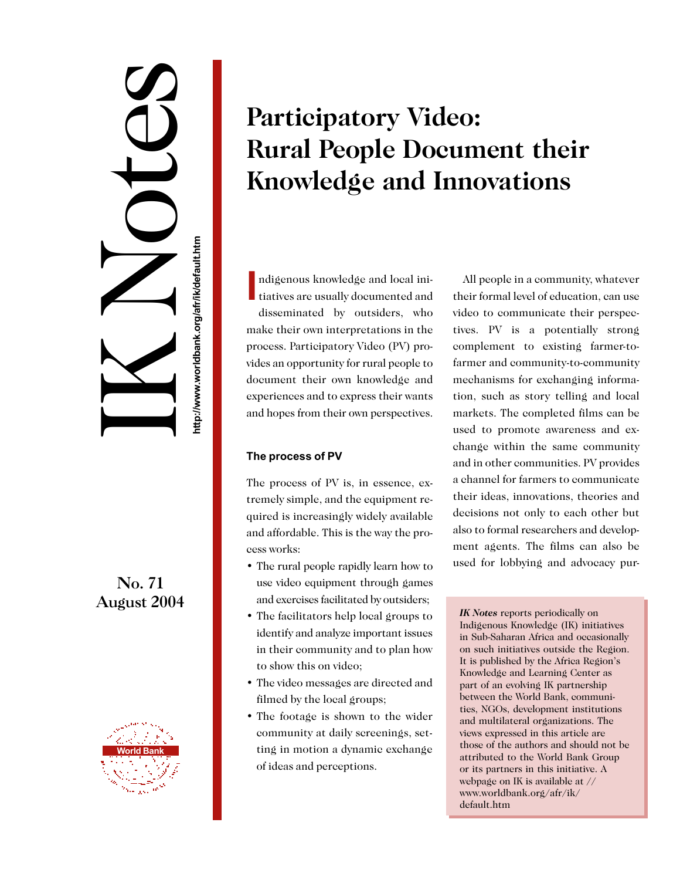# Participatory Video: Rural People Document their Knowledge and Innovations

IK Notes

http://www.worldbank.org/afr/ik/default.htm

No. 71
August 2004

Indigenous knowledge and local initiatives are usually documented and disseminated by outsiders, who make their own interpretations in the process. Participatory Video (PV) provides an opportunity for rural people to document their own knowledge and experiences and to express their wants and hopes from their own perspectives.

### The process of PV

The process of PV is, in essence, extremely simple, and the equipment required is increasingly widely available and affordable. This is the way the process works:

- The rural people rapidly learn how to use video equipment through games and exercises facilitated by outsiders;
- The facilitators help local groups to identify and analyze important issues in their community and to plan how to show this on video;
- The video messages are directed and filmed by the local groups;
- The footage is shown to the wider community at daily screenings, setting in motion a dynamic exchange of ideas and perceptions.

All people in a community, whatever their formal level of education, can use video to communicate their perspectives. PV is a potentially strong complement to existing farmer-to-farmer and community-to-community mechanisms for exchanging information, such as story telling and local markets. The completed films can be used to promote awareness and exchange within the same community and in other communities. PV provides a channel for farmers to communicate their ideas, innovations, theories and decisions not only to each other but also to formal researchers and development agents. The films can also be used for lobbying and advocacy pur-

*IK Notes* reports periodically on Indigenous Knowledge (IK) initiatives in Sub-Saharan Africa and occasionally on such initiatives outside the Region. It is published by the Africa Region's Knowledge and Learning Center as part of an evolving IK partnership between the World Bank, communities, NGOs, development institutions and multilateral organizations. The views expressed in this article are those of the authors and should not be attributed to the World Bank Group or its partners in this initiative. A webpage on IK is available at // www.worldbank.org/afr/ik/default.htm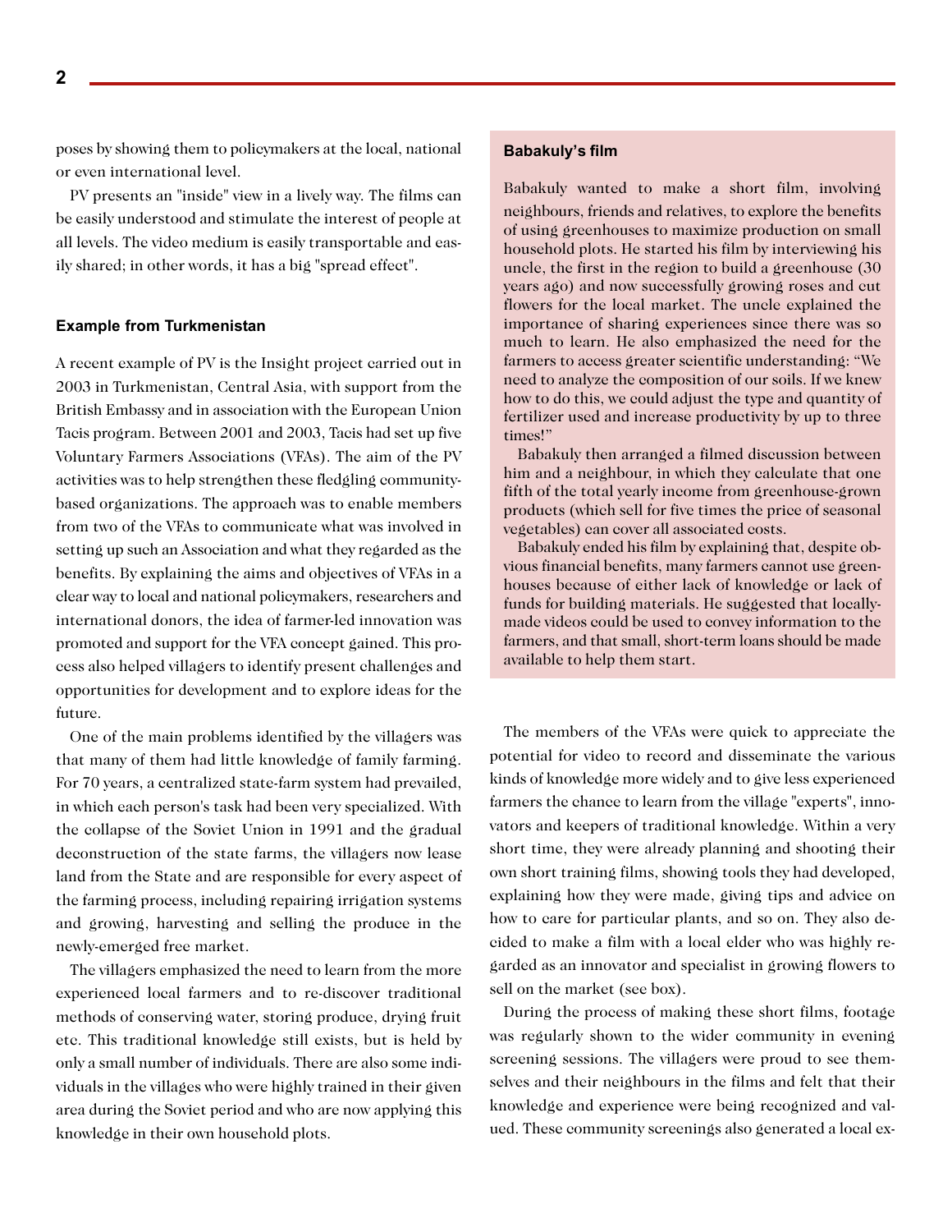poses by showing them to policymakers at the local, national or even international level.

PV presents an "inside" view in a lively way. The films can be easily understood and stimulate the interest of people at all levels. The video medium is easily transportable and easily shared; in other words, it has a big "spread effect".

#### Example from Turkmenistan

A recent example of PV is the Insight project carried out in 2003 in Turkmenistan, Central Asia, with support from the British Embassy and in association with the European Union Tacis program. Between 2001 and 2003, Tacis had set up five Voluntary Farmers Associations (VFAs). The aim of the PV activities was to help strengthen these fledgling community-based organizations. The approach was to enable members from two of the VFAs to communicate what was involved in setting up such an Association and what they regarded as the benefits. By explaining the aims and objectives of VFAs in a clear way to local and national policymakers, researchers and international donors, the idea of farmer-led innovation was promoted and support for the VFA concept gained. This process also helped villagers to identify present challenges and opportunities for development and to explore ideas for the future.

One of the main problems identified by the villagers was that many of them had little knowledge of family farming. For 70 years, a centralized state-farm system had prevailed, in which each person's task had been very specialized. With the collapse of the Soviet Union in 1991 and the gradual deconstruction of the state farms, the villagers now lease land from the State and are responsible for every aspect of the farming process, including repairing irrigation systems and growing, harvesting and selling the produce in the newly-emerged free market.

The villagers emphasized the need to learn from the more experienced local farmers and to re-discover traditional methods of conserving water, storing produce, drying fruit etc. This traditional knowledge still exists, but is held by only a small number of individuals. There are also some individuals in the villages who were highly trained in their given area during the Soviet period and who are now applying this knowledge in their own household plots.

The members of the VFAs were quick to appreciate the potential for video to record and disseminate the various kinds of knowledge more widely and to give less experienced farmers the chance to learn from the village "experts", innovators and keepers of traditional knowledge. Within a very short time, they were already planning and shooting their own short training films, showing tools they had developed, explaining how they were made, giving tips and advice on how to care for particular plants, and so on. They also decided to make a film with a local elder who was highly regarded as an innovator and specialist in growing flowers to sell on the market (see box).

During the process of making these short films, footage was regularly shown to the wider community in evening screening sessions. The villagers were proud to see themselves and their neighbours in the films and felt that their knowledge and experience were being recognized and valued. These community screenings also generated a local ex-

#### Babakuly's film

Babakuly wanted to make a short film, involving neighbours, friends and relatives, to explore the benefits of using greenhouses to maximize production on small household plots. He started his film by interviewing his uncle, the first in the region to build a greenhouse (30 years ago) and now successfully growing roses and cut flowers for the local market. The uncle explained the importance of sharing experiences since there was so much to learn. He also emphasized the need for the farmers to access greater scientific understanding: "We need to analyze the composition of our soils. If we knew how to do this, we could adjust the type and quantity of fertilizer used and increase productivity by up to three times!"

Babakuly then arranged a filmed discussion between him and a neighbour, in which they calculate that one fifth of the total yearly income from greenhouse-grown products (which sell for five times the price of seasonal vegetables) can cover all associated costs.

Babakuly ended his film by explaining that, despite obvious financial benefits, many farmers cannot use greenhouses because of either lack of knowledge or lack of funds for building materials. He suggested that locally-made videos could be used to convey information to the farmers, and that small, short-term loans should be made available to help them start.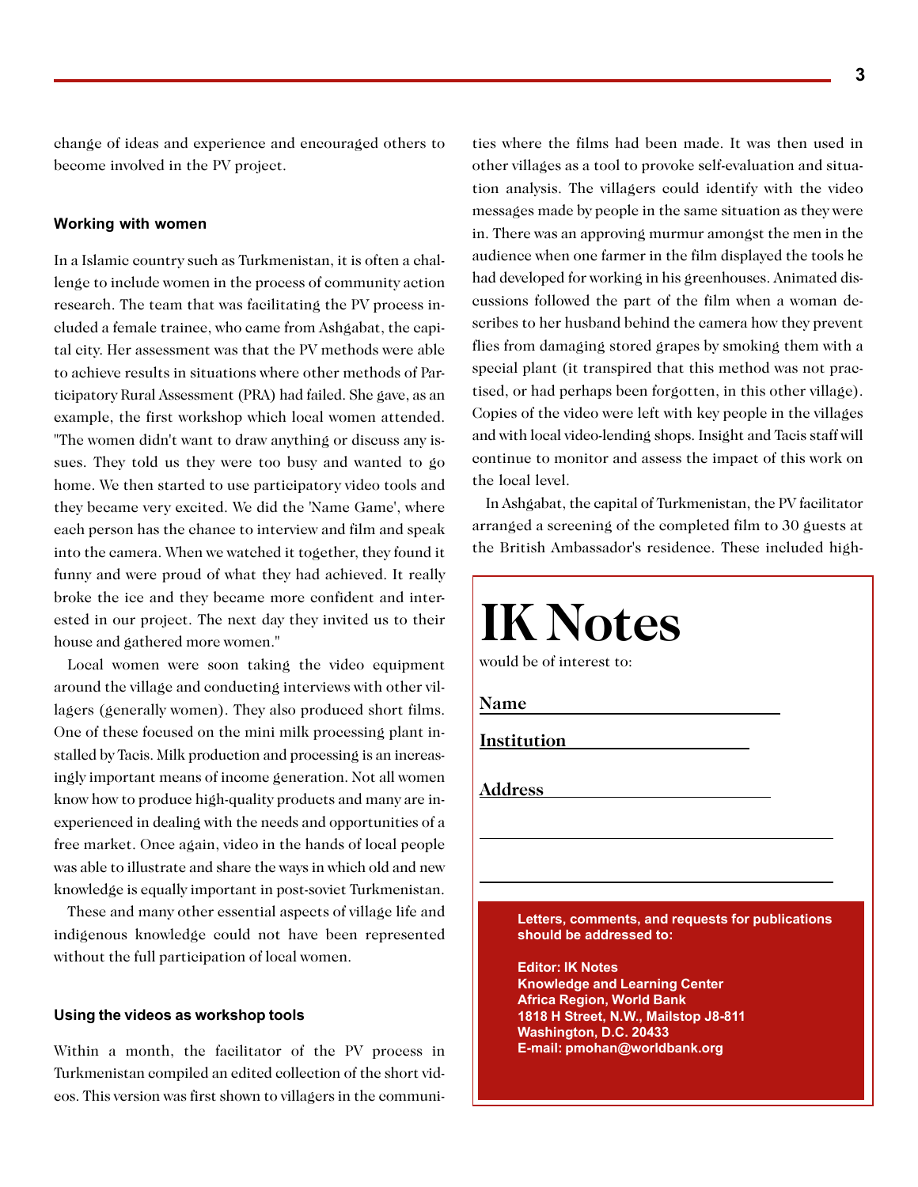change of ideas and experience and encouraged others to become involved in the PV project.

### Working with women

In a Islamic country such as Turkmenistan, it is often a challenge to include women in the process of community action research. The team that was facilitating the PV process included a female trainee, who came from Ashgabat, the capital city. Her assessment was that the PV methods were able to achieve results in situations where other methods of Participatory Rural Assessment (PRA) had failed. She gave, as an example, the first workshop which local women attended. "The women didn't want to draw anything or discuss any issues. They told us they were too busy and wanted to go home. We then started to use participatory video tools and they became very excited. We did the 'Name Game', where each person has the chance to interview and film and speak into the camera. When we watched it together, they found it funny and were proud of what they had achieved. It really broke the ice and they became more confident and interested in our project. The next day they invited us to their house and gathered more women."

Local women were soon taking the video equipment around the village and conducting interviews with other villagers (generally women). They also produced short films. One of these focused on the mini milk processing plant installed by Tacis. Milk production and processing is an increasingly important means of income generation. Not all women know how to produce high-quality products and many are inexperienced in dealing with the needs and opportunities of a free market. Once again, video in the hands of local people was able to illustrate and share the ways in which old and new knowledge is equally important in post-soviet Turkmenistan.

These and many other essential aspects of village life and indigenous knowledge could not have been represented without the full participation of local women.

### Using the videos as workshop tools

Within a month, the facilitator of the PV process in Turkmenistan compiled an edited collection of the short videos. This version was first shown to villagers in the communities where the films had been made. It was then used in other villages as a tool to provoke self-evaluation and situation analysis. The villagers could identify with the video messages made by people in the same situation as they were in. There was an approving murmur amongst the men in the audience when one farmer in the film displayed the tools he had developed for working in his greenhouses. Animated discussions followed the part of the film when a woman describes to her husband behind the camera how they prevent flies from damaging stored grapes by smoking them with a special plant (it transpired that this method was not practised, or had perhaps been forgotten, in this other village). Copies of the video were left with key people in the villages and with local video-lending shops. Insight and Tacis staff will continue to monitor and assess the impact of this work on the local level.

In Ashgabat, the capital of Turkmenistan, the PV facilitator arranged a screening of the completed film to 30 guests at the British Ambassador's residence. These included high-

---

# IK Notes

would be of interest to:

**Name** ______________________

**Institution** ______________________

**Address** ______________________

______________________

______________________

**Letters, comments, and requests for publications should be addressed to:**

**Editor: IK Notes**
**Knowledge and Learning Center**
**Africa Region, World Bank**
**1818 H Street, N.W., Mailstop J8-811**
**Washington, D.C. 20433**
**E-mail: pmohan@worldbank.org**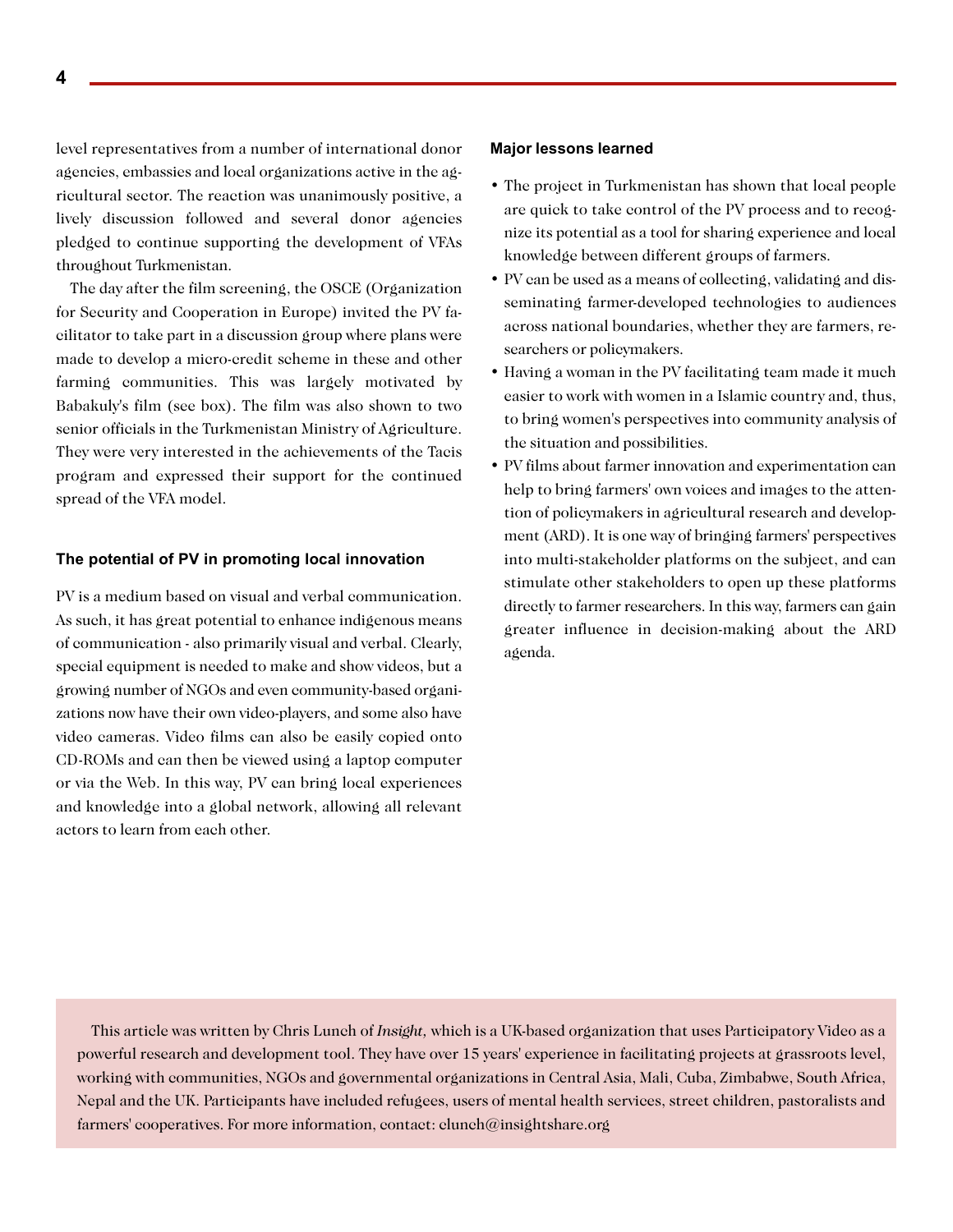level representatives from a number of international donor agencies, embassies and local organizations active in the agricultural sector. The reaction was unanimously positive, a lively discussion followed and several donor agencies pledged to continue supporting the development of VFAs throughout Turkmenistan.

The day after the film screening, the OSCE (Organization for Security and Cooperation in Europe) invited the PV facilitator to take part in a discussion group where plans were made to develop a micro-credit scheme in these and other farming communities. This was largely motivated by Babakuly's film (see box). The film was also shown to two senior officials in the Turkmenistan Ministry of Agriculture. They were very interested in the achievements of the Tacis program and expressed their support for the continued spread of the VFA model.

### The potential of PV in promoting local innovation

PV is a medium based on visual and verbal communication. As such, it has great potential to enhance indigenous means of communication - also primarily visual and verbal. Clearly, special equipment is needed to make and show videos, but a growing number of NGOs and even community-based organizations now have their own video-players, and some also have video cameras. Video films can also be easily copied onto CD-ROMs and can then be viewed using a laptop computer or via the Web. In this way, PV can bring local experiences and knowledge into a global network, allowing all relevant actors to learn from each other.

### Major lessons learned

- The project in Turkmenistan has shown that local people are quick to take control of the PV process and to recognize its potential as a tool for sharing experience and local knowledge between different groups of farmers.
- PV can be used as a means of collecting, validating and disseminating farmer-developed technologies to audiences across national boundaries, whether they are farmers, researchers or policymakers.
- Having a woman in the PV facilitating team made it much easier to work with women in a Islamic country and, thus, to bring women's perspectives into community analysis of the situation and possibilities.
- PV films about farmer innovation and experimentation can help to bring farmers' own voices and images to the attention of policymakers in agricultural research and development (ARD). It is one way of bringing farmers' perspectives into multi-stakeholder platforms on the subject, and can stimulate other stakeholders to open up these platforms directly to farmer researchers. In this way, farmers can gain greater influence in decision-making about the ARD agenda.

This article was written by Chris Lunch of *Insight*, which is a UK-based organization that uses Participatory Video as a powerful research and development tool. They have over 15 years' experience in facilitating projects at grassroots level, working with communities, NGOs and governmental organizations in Central Asia, Mali, Cuba, Zimbabwe, South Africa, Nepal and the UK. Participants have included refugees, users of mental health services, street children, pastoralists and farmers' cooperatives. For more information, contact: clunch@insightshare.org